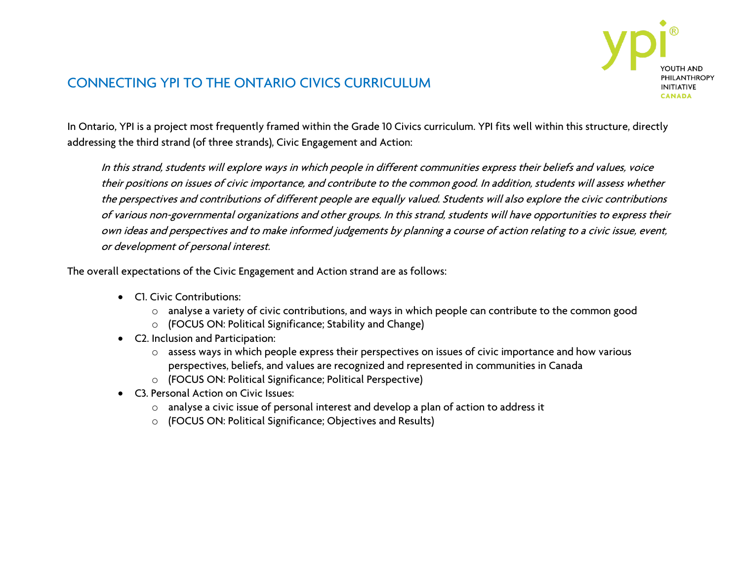# CONNECTING YPI TO THE ONTARIO CIVICS CURRICULUM

In Ontario, YPI is a project most frequently framed within the Grade 10 Civics curriculum. YPI fits well within this structure, directly addressing the third strand (of three strands), Civic Engagement and Action:

> *In this strand, students will explore ways in which people in different communities express their beliefs and values, voice their positions on issues of civic importance, and contribute to the common good. In addition, students will assess whether the perspectives and contributions of different people are equally valued. Students will also explore the civic contributions of various non-governmental organizations and other groups. In this strand, students will have opportunities to express their own ideas and perspectives and to make informed judgements by planning a course of action relating to a civic issue, event, or development of personal interest.*

The overall expectations of the Civic Engagement and Action strand are as follows:

- C1. Civic Contributions:
  - analyse a variety of civic contributions, and ways in which people can contribute to the common good
  - (FOCUS ON: Political Significance; Stability and Change)
- C2. Inclusion and Participation:
  - assess ways in which people express their perspectives on issues of civic importance and how various perspectives, beliefs, and values are recognized and represented in communities in Canada
  - (FOCUS ON: Political Significance; Political Perspective)
- C3. Personal Action on Civic Issues:
  - analyse a civic issue of personal interest and develop a plan of action to address it
  - (FOCUS ON: Political Significance; Objectives and Results)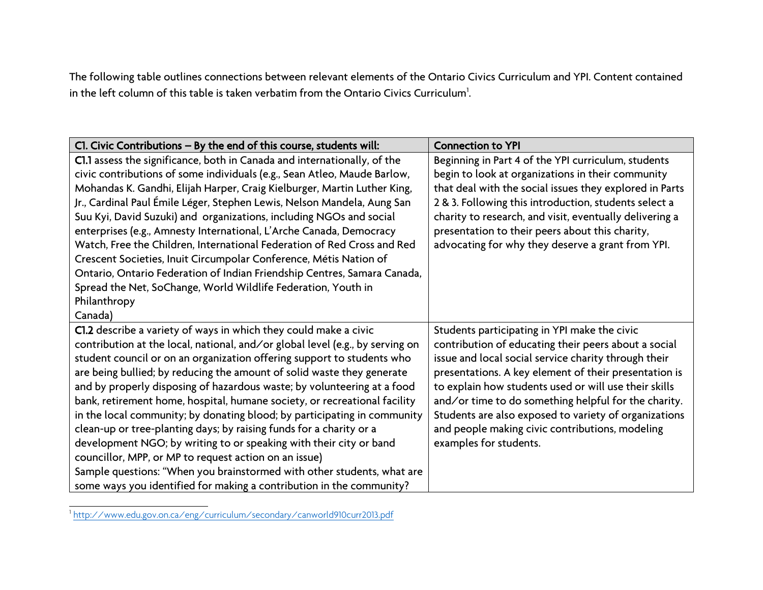The following table outlines connections between relevant elements of the Ontario Civics Curriculum and YPI. Content contained in the left column of this table is taken verbatim from the Ontario Civics Curriculum[1].

| C1. Civic Contributions – By the end of this course, students will: | Connection to YPI |
|---|---|
| **C1.1** assess the significance, both in Canada and internationally, of the civic contributions of some individuals (e.g., Sean Atleo, Maude Barlow, Mohandas K. Gandhi, Elijah Harper, Craig Kielburger, Martin Luther King, Jr., Cardinal Paul Émile Léger, Stephen Lewis, Nelson Mandela, Aung San Suu Kyi, David Suzuki) and organizations, including NGOs and social enterprises (e.g., Amnesty International, L'Arche Canada, Democracy Watch, Free the Children, International Federation of Red Cross and Red Crescent Societies, Inuit Circumpolar Conference, Métis Nation of Ontario, Ontario Federation of Indian Friendship Centres, Samara Canada, Spread the Net, SoChange, World Wildlife Federation, Youth in Philanthropy Canada) | Beginning in Part 4 of the YPI curriculum, students begin to look at organizations in their community that deal with the social issues they explored in Parts 2 & 3. Following this introduction, students select a charity to research, and visit, eventually delivering a presentation to their peers about this charity, advocating for why they deserve a grant from YPI. |
| **C1.2** describe a variety of ways in which they could make a civic contribution at the local, national, and/or global level (e.g., by serving on student council or on an organization offering support to students who are being bullied; by reducing the amount of solid waste they generate and by properly disposing of hazardous waste; by volunteering at a food bank, retirement home, hospital, humane society, or recreational facility in the local community; by donating blood; by participating in community clean-up or tree-planting days; by raising funds for a charity or a development NGO; by writing to or speaking with their city or band councillor, MPP, or MP to request action on an issue)<br>Sample questions: "When you brainstormed with other students, what are some ways you identified for making a contribution in the community? | Students participating in YPI make the civic contribution of educating their peers about a social issue and local social service charity through their presentations. A key element of their presentation is to explain how students used or will use their skills and/or time to do something helpful for the charity. Students are also exposed to variety of organizations and people making civic contributions, modeling examples for students. |

[1] http://www.edu.gov.on.ca/eng/curriculum/secondary/canworld910curr2013.pdf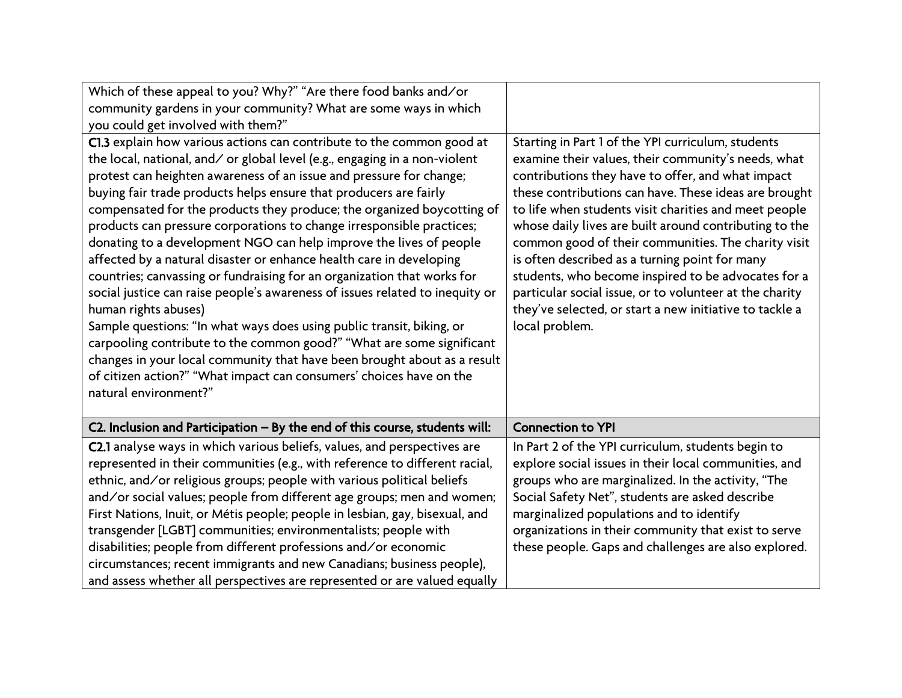| | |
|---|---|
| Which of these appeal to you? Why?" "Are there food banks and/or community gardens in your community? What are some ways in which you could get involved with them?" | |
| **C1.3** explain how various actions can contribute to the common good at the local, national, and/ or global level (e.g., engaging in a non-violent protest can heighten awareness of an issue and pressure for change; buying fair trade products helps ensure that producers are fairly compensated for the products they produce; the organized boycotting of products can pressure corporations to change irresponsible practices; donating to a development NGO can help improve the lives of people affected by a natural disaster or enhance health care in developing countries; canvassing or fundraising for an organization that works for social justice can raise people's awareness of issues related to inequity or human rights abuses)<br>Sample questions: "In what ways does using public transit, biking, or carpooling contribute to the common good?" "What are some significant changes in your local community that have been brought about as a result of citizen action?" "What impact can consumers' choices have on the natural environment?" | Starting in Part 1 of the YPI curriculum, students examine their values, their community's needs, what contributions they have to offer, and what impact these contributions can have. These ideas are brought to life when students visit charities and meet people whose daily lives are built around contributing to the common good of their communities. The charity visit is often described as a turning point for many students, who become inspired to be advocates for a particular social issue, or to volunteer at the charity they've selected, or start a new initiative to tackle a local problem. |
| **C2. Inclusion and Participation – By the end of this course, students will:** | **Connection to YPI** |
| **C2.1** analyse ways in which various beliefs, values, and perspectives are represented in their communities (e.g., with reference to different racial, ethnic, and/or religious groups; people with various political beliefs and/or social values; people from different age groups; men and women; First Nations, Inuit, or Métis people; people in lesbian, gay, bisexual, and transgender [LGBT] communities; environmentalists; people with disabilities; people from different professions and/or economic circumstances; recent immigrants and new Canadians; business people), and assess whether all perspectives are represented or are valued equally | In Part 2 of the YPI curriculum, students begin to explore social issues in their local communities, and groups who are marginalized. In the activity, "The Social Safety Net", students are asked describe marginalized populations and to identify organizations in their community that exist to serve these people. Gaps and challenges are also explored. |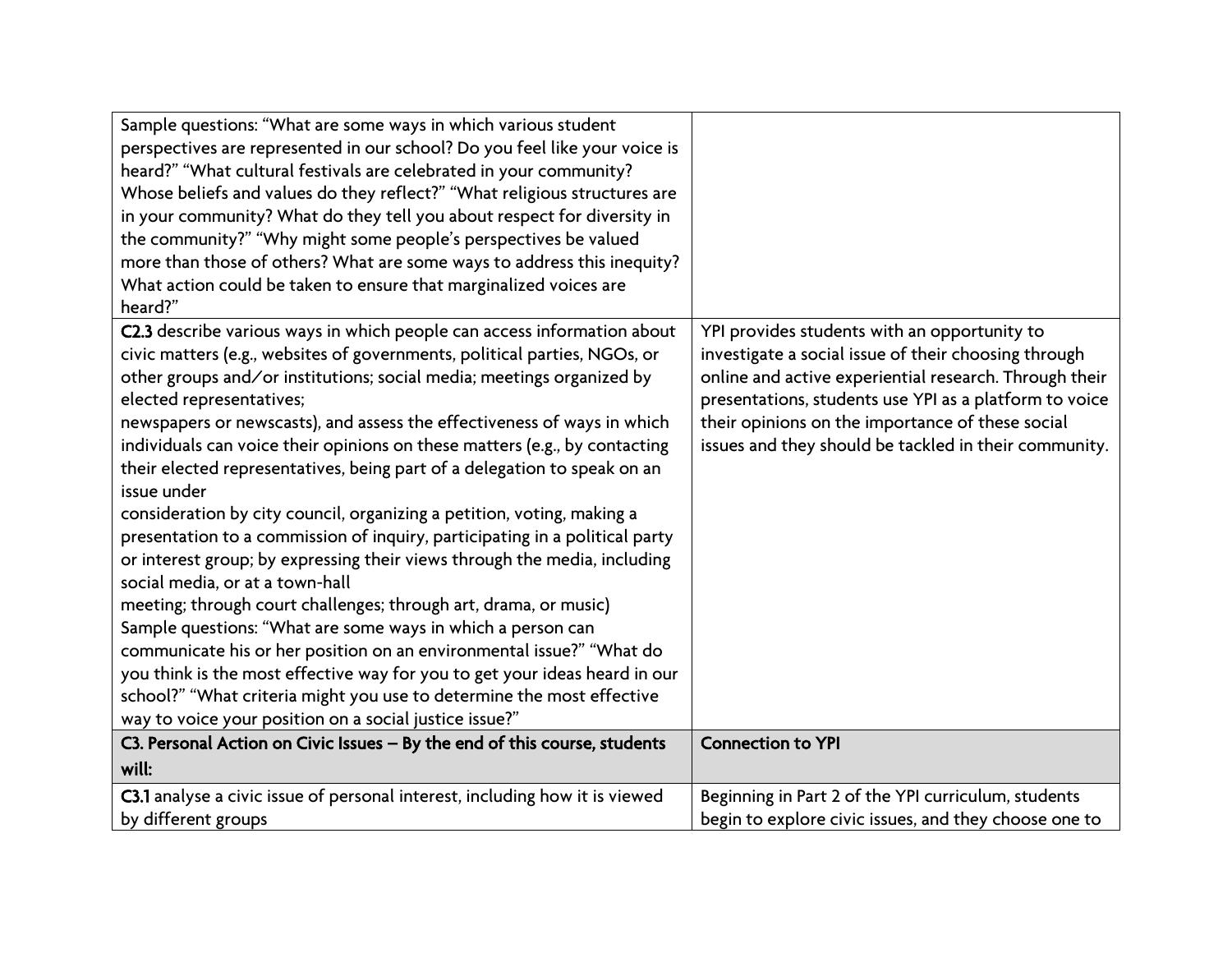| | |
|---|---|
| Sample questions: "What are some ways in which various student perspectives are represented in our school? Do you feel like your voice is heard?" "What cultural festivals are celebrated in your community? Whose beliefs and values do they reflect?" "What religious structures are in your community? What do they tell you about respect for diversity in the community?" "Why might some people's perspectives be valued more than those of others? What are some ways to address this inequity? What action could be taken to ensure that marginalized voices are heard?" | |
| **C2.3** describe various ways in which people can access information about civic matters (e.g., websites of governments, political parties, NGOs, or other groups and/or institutions; social media; meetings organized by elected representatives; newspapers or newscasts), and assess the effectiveness of ways in which individuals can voice their opinions on these matters (e.g., by contacting their elected representatives, being part of a delegation to speak on an issue under consideration by city council, organizing a petition, voting, making a presentation to a commission of inquiry, participating in a political party or interest group; by expressing their views through the media, including social media, or at a town-hall meeting; through court challenges; through art, drama, or music) Sample questions: "What are some ways in which a person can communicate his or her position on an environmental issue?" "What do you think is the most effective way for you to get your ideas heard in our school?" "What criteria might you use to determine the most effective way to voice your position on a social justice issue?" | YPI provides students with an opportunity to investigate a social issue of their choosing through online and active experiential research. Through their presentations, students use YPI as a platform to voice their opinions on the importance of these social issues and they should be tackled in their community. |
| **C3. Personal Action on Civic Issues – By the end of this course, students will:** | **Connection to YPI** |
| **C3.1** analyse a civic issue of personal interest, including how it is viewed by different groups | Beginning in Part 2 of the YPI curriculum, students begin to explore civic issues, and they choose one to |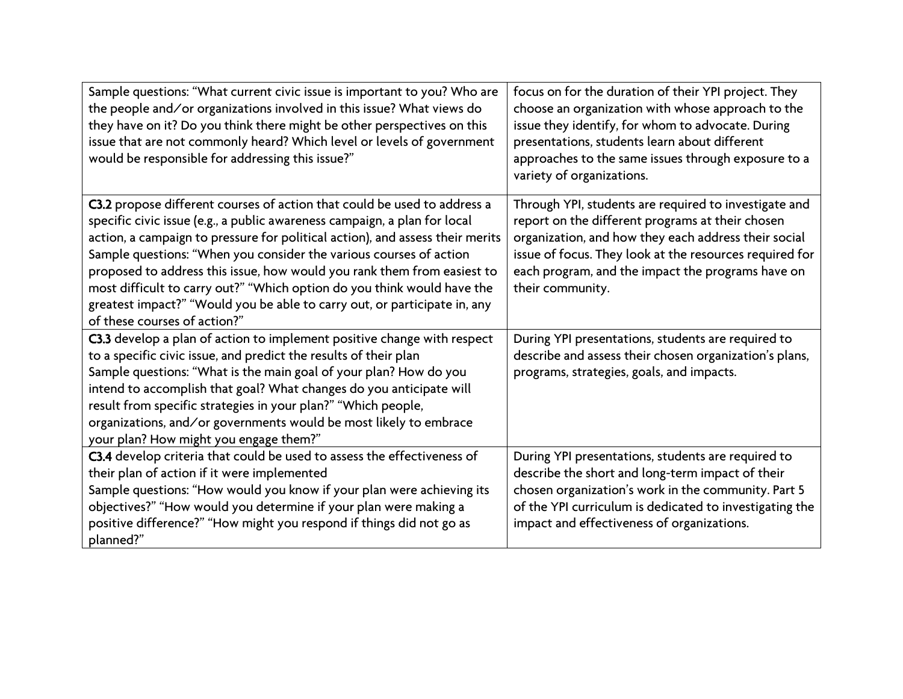| | |
|---|---|
| Sample questions: “What current civic issue is important to you? Who are the people and/or organizations involved in this issue? What views do they have on it? Do you think there might be other perspectives on this issue that are not commonly heard? Which level or levels of government would be responsible for addressing this issue?” | focus on for the duration of their YPI project. They choose an organization with whose approach to the issue they identify, for whom to advocate. During presentations, students learn about different approaches to the same issues through exposure to a variety of organizations. |
| **C3.2** propose different courses of action that could be used to address a specific civic issue (e.g., a public awareness campaign, a plan for local action, a campaign to pressure for political action), and assess their merits Sample questions: “When you consider the various courses of action proposed to address this issue, how would you rank them from easiest to most difficult to carry out?” “Which option do you think would have the greatest impact?” “Would you be able to carry out, or participate in, any of these courses of action?” | Through YPI, students are required to investigate and report on the different programs at their chosen organization, and how they each address their social issue of focus. They look at the resources required for each program, and the impact the programs have on their community. |
| **C3.3** develop a plan of action to implement positive change with respect to a specific civic issue, and predict the results of their plan Sample questions: “What is the main goal of your plan? How do you intend to accomplish that goal? What changes do you anticipate will result from specific strategies in your plan?” “Which people, organizations, and/or governments would be most likely to embrace your plan? How might you engage them?” | During YPI presentations, students are required to describe and assess their chosen organization’s plans, programs, strategies, goals, and impacts. |
| **C3.4** develop criteria that could be used to assess the effectiveness of their plan of action if it were implemented Sample questions: “How would you know if your plan were achieving its objectives?” “How would you determine if your plan were making a positive difference?” “How might you respond if things did not go as planned?” | During YPI presentations, students are required to describe the short and long-term impact of their chosen organization’s work in the community. Part 5 of the YPI curriculum is dedicated to investigating the impact and effectiveness of organizations. |